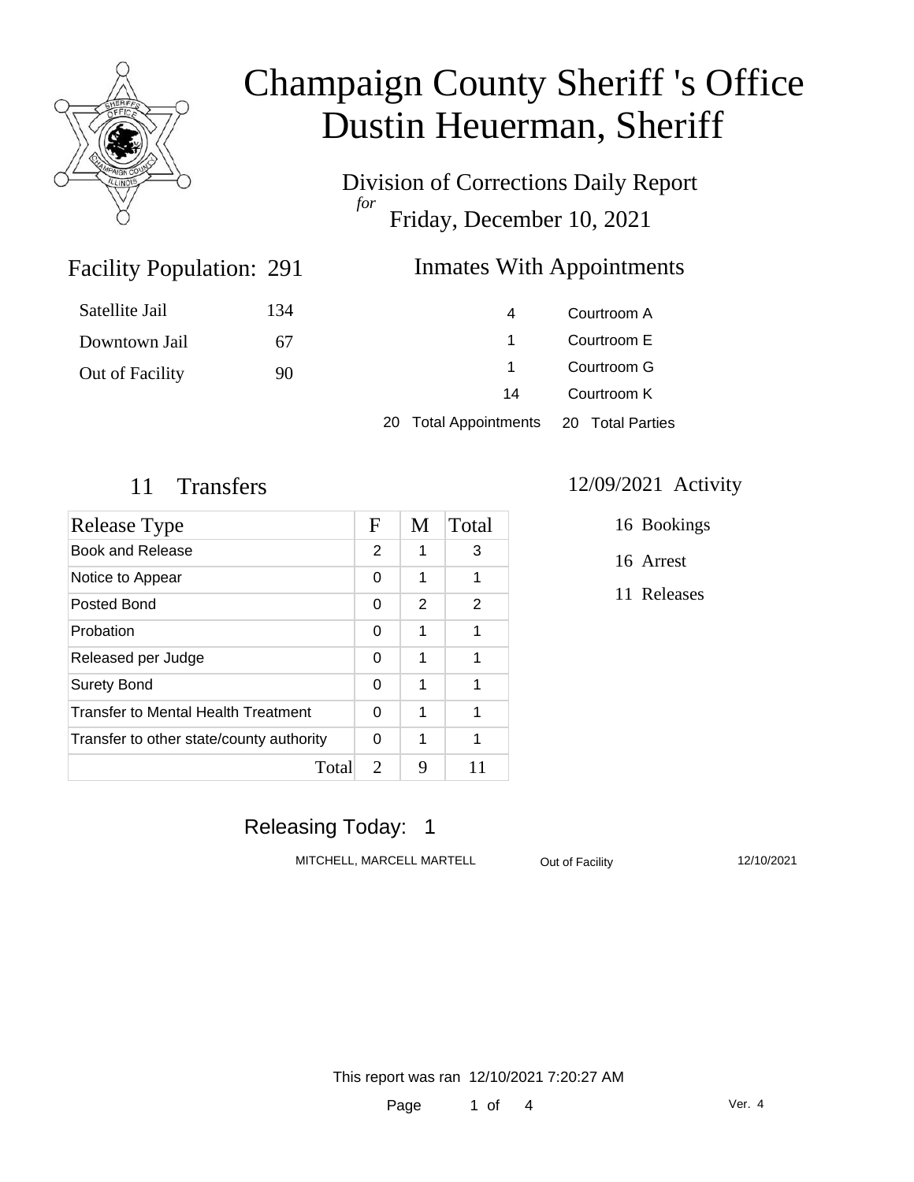# Champaign County Sheriff 's Office
# Dustin Heuerman, Sheriff

Division of Corrections Daily Report
*for*
Friday, December 10, 2021

## Facility Population: 291

| | |
|---|---|
| Satellite Jail | 134 |
| Downtown Jail | 67 |
| Out of Facility | 90 |

## Inmates With Appointments

| | |
|---|---|
| 4 | Courtroom A |
| 1 | Courtroom E |
| 1 | Courtroom G |
| 14 | Courtroom K |

20 Total Appointments 20 Total Parties

## 11 Transfers

| Release Type | F | M | Total |
|---|---|---|---|
| Book and Release | 2 | 1 | 3 |
| Notice to Appear | 0 | 1 | 1 |
| Posted Bond | 0 | 2 | 2 |
| Probation | 0 | 1 | 1 |
| Released per Judge | 0 | 1 | 1 |
| Surety Bond | 0 | 1 | 1 |
| Transfer to Mental Health Treatment | 0 | 1 | 1 |
| Transfer to other state/county authority | 0 | 1 | 1 |
| Total | 2 | 9 | 11 |

## 12/09/2021 Activity

16 Bookings

16 Arrest

11 Releases

## Releasing Today: 1

| | | |
|---|---|---|
| MITCHELL, MARCELL MARTELL | Out of Facility | 12/10/2021 |

This report was ran 12/10/2021 7:20:27 AM

Ver. 4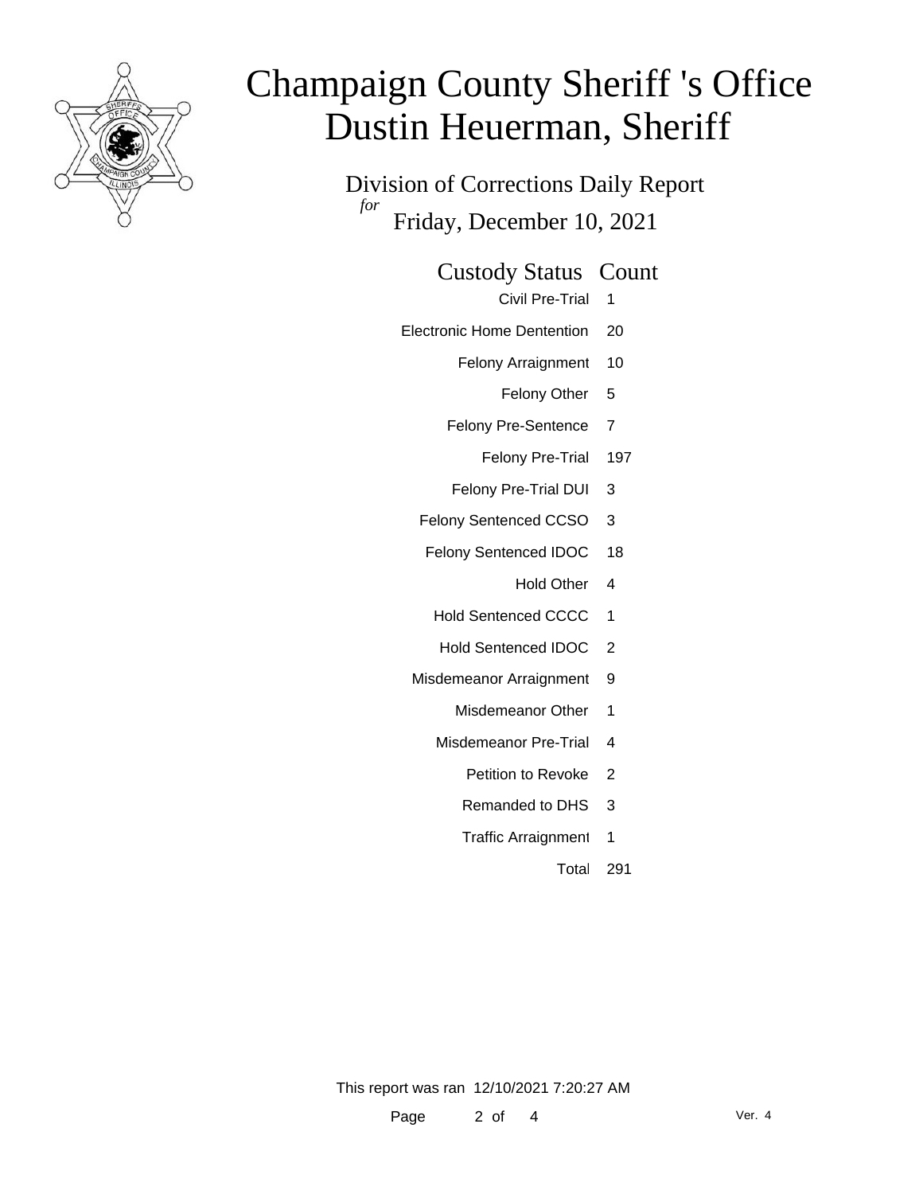# Champaign County Sheriff 's Office
# Dustin Heuerman, Sheriff

## Division of Corrections Daily Report

*for*

Friday, December 10, 2021

| Custody Status | Count |
|---|---|
| Civil Pre-Trial | 1 |
| Electronic Home Dentention | 20 |
| Felony Arraignment | 10 |
| Felony Other | 5 |
| Felony Pre-Sentence | 7 |
| Felony Pre-Trial | 197 |
| Felony Pre-Trial DUI | 3 |
| Felony Sentenced CCSO | 3 |
| Felony Sentenced IDOC | 18 |
| Hold Other | 4 |
| Hold Sentenced CCCC | 1 |
| Hold Sentenced IDOC | 2 |
| Misdemeanor Arraignment | 9 |
| Misdemeanor Other | 1 |
| Misdemeanor Pre-Trial | 4 |
| Petition to Revoke | 2 |
| Remanded to DHS | 3 |
| Traffic Arraignment | 1 |
| Total | 291 |

This report was ran 12/10/2021 7:20:27 AM

Ver. 4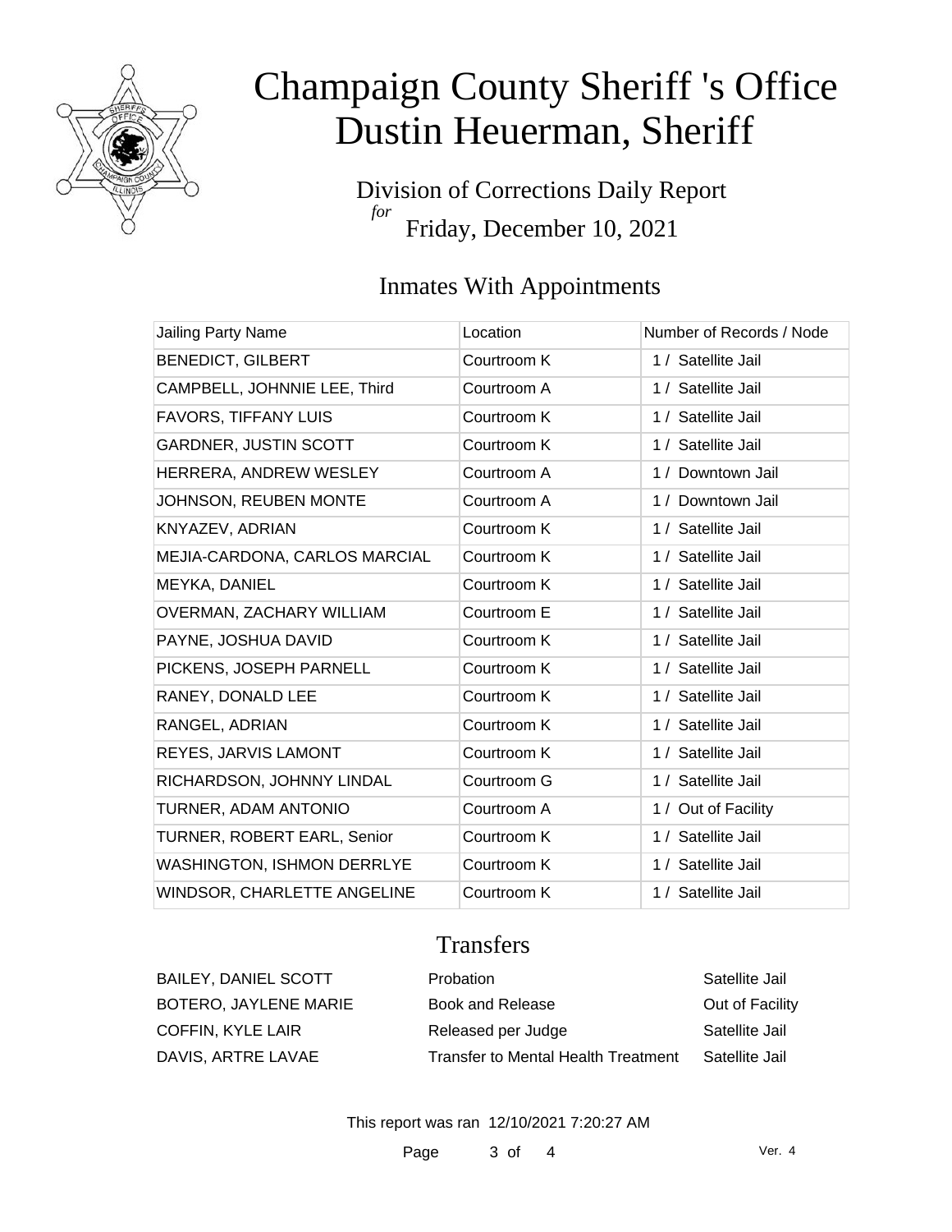# Champaign County Sheriff 's Office
# Dustin Heuerman, Sheriff

Division of Corrections Daily Report
*for*
Friday, December 10, 2021

## Inmates With Appointments

| Jailing Party Name | Location | Number of Records / Node |
|---|---|---|
| BENEDICT, GILBERT | Courtroom K | 1 / Satellite Jail |
| CAMPBELL, JOHNNIE LEE, Third | Courtroom A | 1 / Satellite Jail |
| FAVORS, TIFFANY LUIS | Courtroom K | 1 / Satellite Jail |
| GARDNER, JUSTIN SCOTT | Courtroom K | 1 / Satellite Jail |
| HERRERA, ANDREW WESLEY | Courtroom A | 1 / Downtown Jail |
| JOHNSON, REUBEN MONTE | Courtroom A | 1 / Downtown Jail |
| KNYAZEV, ADRIAN | Courtroom K | 1 / Satellite Jail |
| MEJIA-CARDONA, CARLOS MARCIAL | Courtroom K | 1 / Satellite Jail |
| MEYKA, DANIEL | Courtroom K | 1 / Satellite Jail |
| OVERMAN, ZACHARY WILLIAM | Courtroom E | 1 / Satellite Jail |
| PAYNE, JOSHUA DAVID | Courtroom K | 1 / Satellite Jail |
| PICKENS, JOSEPH PARNELL | Courtroom K | 1 / Satellite Jail |
| RANEY, DONALD LEE | Courtroom K | 1 / Satellite Jail |
| RANGEL, ADRIAN | Courtroom K | 1 / Satellite Jail |
| REYES, JARVIS LAMONT | Courtroom K | 1 / Satellite Jail |
| RICHARDSON, JOHNNY LINDAL | Courtroom G | 1 / Satellite Jail |
| TURNER, ADAM ANTONIO | Courtroom A | 1 / Out of Facility |
| TURNER, ROBERT EARL, Senior | Courtroom K | 1 / Satellite Jail |
| WASHINGTON, ISHMON DERRLYE | Courtroom K | 1 / Satellite Jail |
| WINDSOR, CHARLETTE ANGELINE | Courtroom K | 1 / Satellite Jail |

## Transfers

| | | |
|---|---|---|
| BAILEY, DANIEL SCOTT | Probation | Satellite Jail |
| BOTERO, JAYLENE MARIE | Book and Release | Out of Facility |
| COFFIN, KYLE LAIR | Released per Judge | Satellite Jail |
| DAVIS, ARTRE LAVAE | Transfer to Mental Health Treatment | Satellite Jail |

This report was ran 12/10/2021 7:20:27 AM

Ver. 4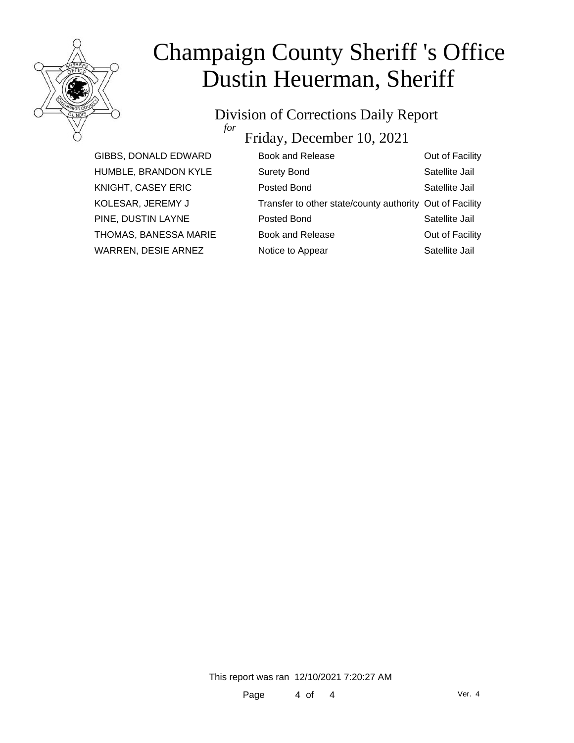# Champaign County Sheriff 's Office
# Dustin Heuerman, Sheriff

## Division of Corrections Daily Report

*for*

## Friday, December 10, 2021

| | | |
|---|---|---|
| GIBBS, DONALD EDWARD | Book and Release | Out of Facility |
| HUMBLE, BRANDON KYLE | Surety Bond | Satellite Jail |
| KNIGHT, CASEY ERIC | Posted Bond | Satellite Jail |
| KOLESAR, JEREMY J | Transfer to other state/county authority | Out of Facility |
| PINE, DUSTIN LAYNE | Posted Bond | Satellite Jail |
| THOMAS, BANESSA MARIE | Book and Release | Out of Facility |
| WARREN, DESIE ARNEZ | Notice to Appear | Satellite Jail |

This report was ran 12/10/2021 7:20:27 AM

Ver. 4